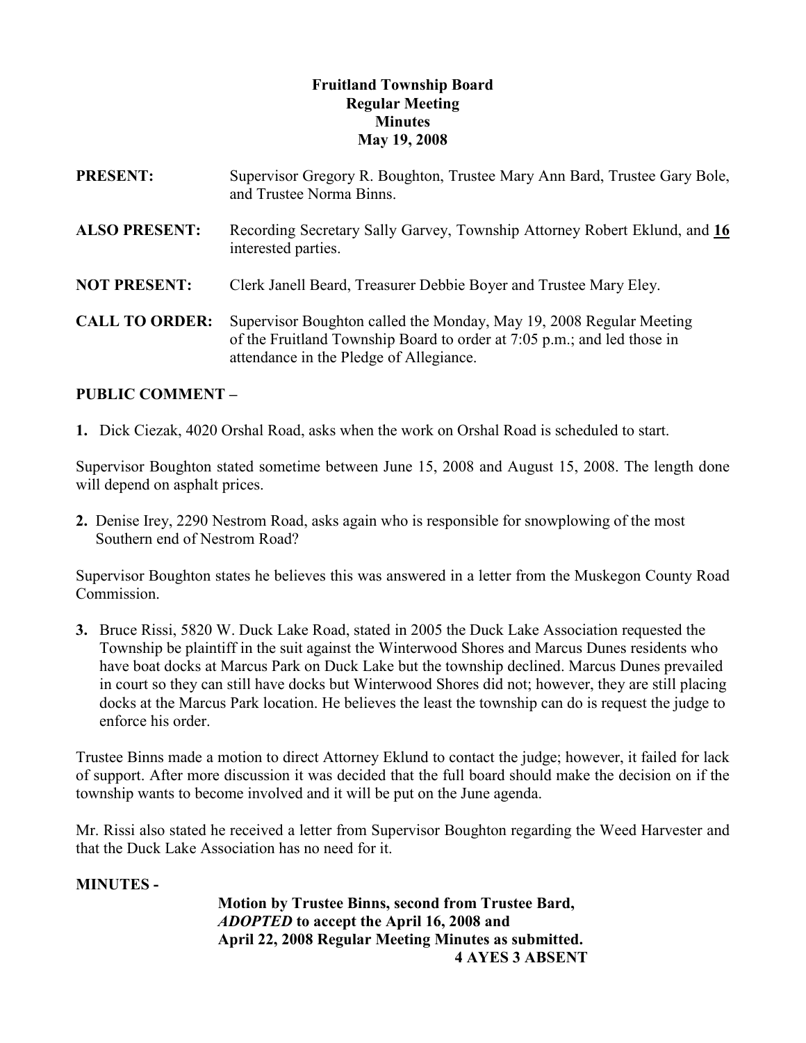**Fruitland Township Board**
**Regular Meeting**
**Minutes**
**May 19, 2008**

**PRESENT:** Supervisor Gregory R. Boughton, Trustee Mary Ann Bard, Trustee Gary Bole, and Trustee Norma Binns.

**ALSO PRESENT:** Recording Secretary Sally Garvey, Township Attorney Robert Eklund, and **16** interested parties.

**NOT PRESENT:** Clerk Janell Beard, Treasurer Debbie Boyer and Trustee Mary Eley.

**CALL TO ORDER:** Supervisor Boughton called the Monday, May 19, 2008 Regular Meeting of the Fruitland Township Board to order at 7:05 p.m.; and led those in attendance in the Pledge of Allegiance.

**PUBLIC COMMENT –**

**1.** Dick Ciezak, 4020 Orshal Road, asks when the work on Orshal Road is scheduled to start.

Supervisor Boughton stated sometime between June 15, 2008 and August 15, 2008. The length done will depend on asphalt prices.

**2.** Denise Irey, 2290 Nestrom Road, asks again who is responsible for snowplowing of the most Southern end of Nestrom Road?

Supervisor Boughton states he believes this was answered in a letter from the Muskegon County Road Commission.

**3.** Bruce Rissi, 5820 W. Duck Lake Road, stated in 2005 the Duck Lake Association requested the Township be plaintiff in the suit against the Winterwood Shores and Marcus Dunes residents who have boat docks at Marcus Park on Duck Lake but the township declined. Marcus Dunes prevailed in court so they can still have docks but Winterwood Shores did not; however, they are still placing docks at the Marcus Park location. He believes the least the township can do is request the judge to enforce his order.

Trustee Binns made a motion to direct Attorney Eklund to contact the judge; however, it failed for lack of support. After more discussion it was decided that the full board should make the decision on if the township wants to become involved and it will be put on the June agenda.

Mr. Rissi also stated he received a letter from Supervisor Boughton regarding the Weed Harvester and that the Duck Lake Association has no need for it.

**MINUTES -**

**Motion by Trustee Binns, second from Trustee Bard,**
***ADOPTED*** **to accept the April 16, 2008 and**
**April 22, 2008 Regular Meeting Minutes as submitted.**
**4 AYES 3 ABSENT**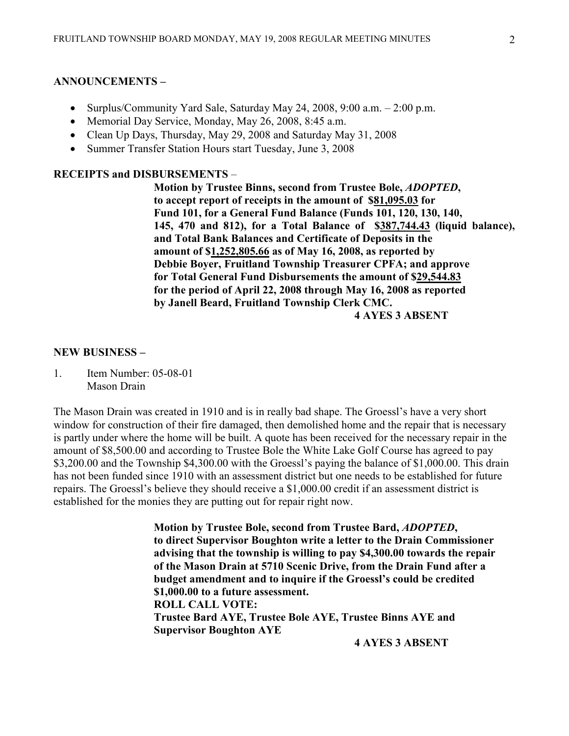**ANNOUNCEMENTS –**

- Surplus/Community Yard Sale, Saturday May 24, 2008, 9:00 a.m. – 2:00 p.m.
- Memorial Day Service, Monday, May 26, 2008, 8:45 a.m.
- Clean Up Days, Thursday, May 29, 2008 and Saturday May 31, 2008
- Summer Transfer Station Hours start Tuesday, June 3, 2008

**RECEIPTS and DISBURSEMENTS** –

**Motion by Trustee Binns, second from Trustee Bole, *ADOPTED*, to accept report of receipts in the amount of $81,095.03 for Fund 101, for a General Fund Balance (Funds 101, 120, 130, 140, 145, 470 and 812), for a Total Balance of $387,744.43 (liquid balance), and Total Bank Balances and Certificate of Deposits in the amount of $1,252,805.66 as of May 16, 2008, as reported by Debbie Boyer, Fruitland Township Treasurer CPFA; and approve for Total General Fund Disbursements the amount of $29,544.83 for the period of April 22, 2008 through May 16, 2008 as reported by Janell Beard, Fruitland Township Clerk CMC.**

**4 AYES 3 ABSENT**

**NEW BUSINESS –**

1. Item Number: 05-08-01
   Mason Drain

The Mason Drain was created in 1910 and is in really bad shape. The Groessl's have a very short window for construction of their fire damaged, then demolished home and the repair that is necessary is partly under where the home will be built. A quote has been received for the necessary repair in the amount of $8,500.00 and according to Trustee Bole the White Lake Golf Course has agreed to pay $3,200.00 and the Township $4,300.00 with the Groessl's paying the balance of $1,000.00. This drain has not been funded since 1910 with an assessment district but one needs to be established for future repairs. The Groessl's believe they should receive a $1,000.00 credit if an assessment district is established for the monies they are putting out for repair right now.

**Motion by Trustee Bole, second from Trustee Bard, *ADOPTED*, to direct Supervisor Boughton write a letter to the Drain Commissioner advising that the township is willing to pay $4,300.00 towards the repair of the Mason Drain at 5710 Scenic Drive, from the Drain Fund after a budget amendment and to inquire if the Groessl's could be credited $1,000.00 to a future assessment.**
**ROLL CALL VOTE:**
**Trustee Bard AYE, Trustee Bole AYE, Trustee Binns AYE and Supervisor Boughton AYE**

**4 AYES 3 ABSENT**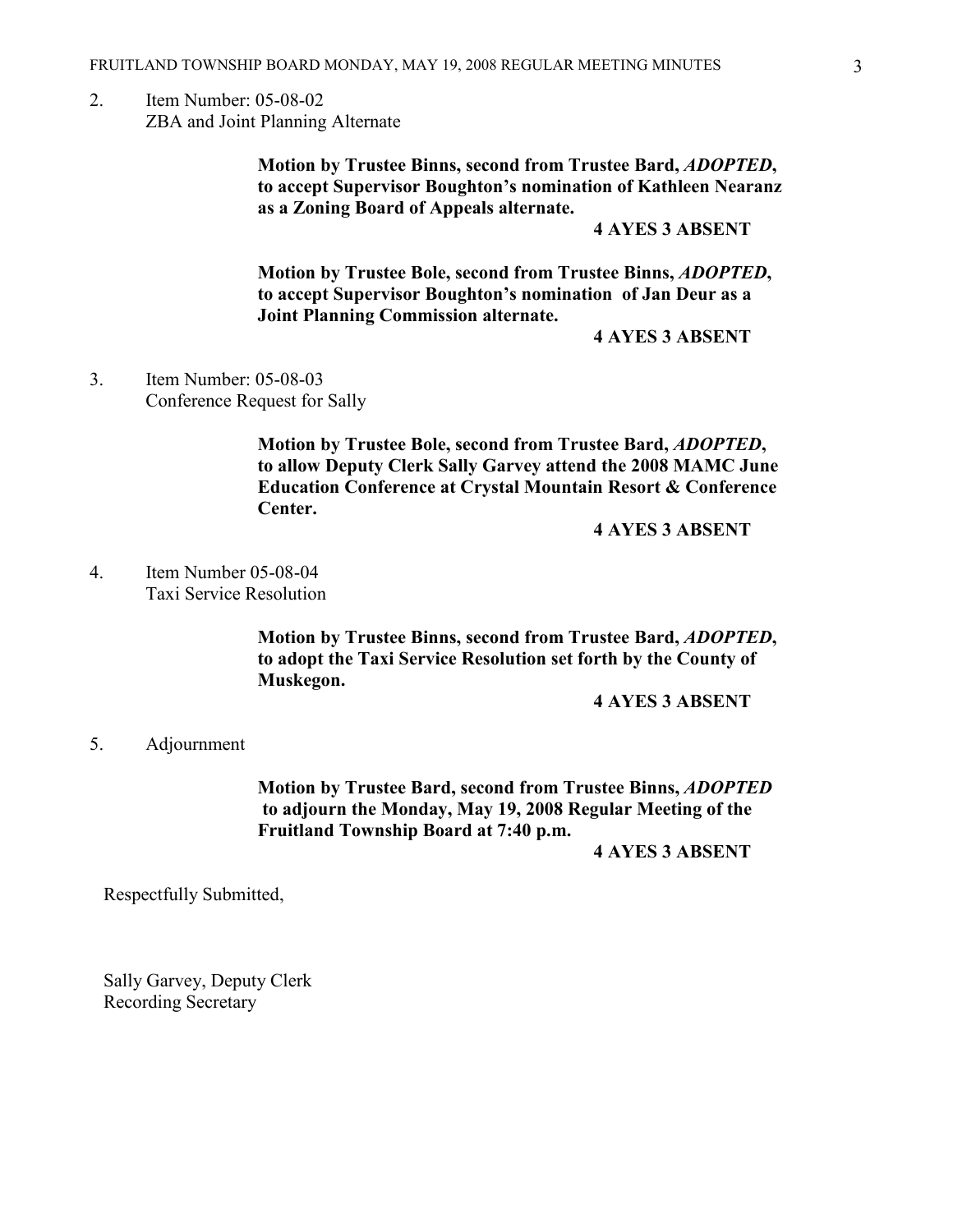2. Item Number: 05-08-02
   ZBA and Joint Planning Alternate

   **Motion by Trustee Binns, second from Trustee Bard, *ADOPTED*, to accept Supervisor Boughton's nomination of Kathleen Nearanz as a Zoning Board of Appeals alternate.**

   **4 AYES 3 ABSENT**

   **Motion by Trustee Bole, second from Trustee Binns, *ADOPTED*, to accept Supervisor Boughton's nomination of Jan Deur as a Joint Planning Commission alternate.**

   **4 AYES 3 ABSENT**

3. Item Number: 05-08-03
   Conference Request for Sally

   **Motion by Trustee Bole, second from Trustee Bard, *ADOPTED*, to allow Deputy Clerk Sally Garvey attend the 2008 MAMC June Education Conference at Crystal Mountain Resort & Conference Center.**

   **4 AYES 3 ABSENT**

4. Item Number 05-08-04
   Taxi Service Resolution

   **Motion by Trustee Binns, second from Trustee Bard, *ADOPTED*, to adopt the Taxi Service Resolution set forth by the County of Muskegon.**

   **4 AYES 3 ABSENT**

5. Adjournment

   **Motion by Trustee Bard, second from Trustee Binns, *ADOPTED* to adjourn the Monday, May 19, 2008 Regular Meeting of the Fruitland Township Board at 7:40 p.m.**

   **4 AYES 3 ABSENT**

Respectfully Submitted,

Sally Garvey, Deputy Clerk
Recording Secretary